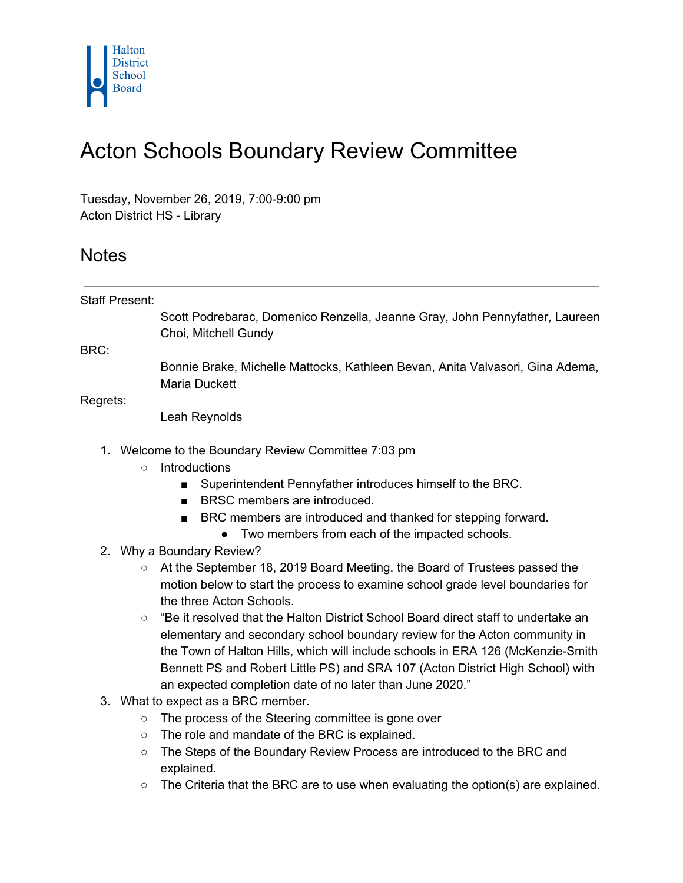Halton District School Board

# Acton Schools Boundary Review Committee

Tuesday, November 26, 2019, 7:00-9:00 pm
Acton District HS - Library

## Notes

Staff Present:
Scott Podrebarac, Domenico Renzella, Jeanne Gray, John Pennyfather, Laureen Choi, Mitchell Gundy

BRC:
Bonnie Brake, Michelle Mattocks, Kathleen Bevan, Anita Valvasori, Gina Adema, Maria Duckett

Regrets:
Leah Reynolds

1. Welcome to the Boundary Review Committee 7:03 pm
    - Introductions
        - Superintendent Pennyfather introduces himself to the BRC.
        - BRSC members are introduced.
        - BRC members are introduced and thanked for stepping forward.
            - Two members from each of the impacted schools.
2. Why a Boundary Review?
    - At the September 18, 2019 Board Meeting, the Board of Trustees passed the motion below to start the process to examine school grade level boundaries for the three Acton Schools.
    - "Be it resolved that the Halton District School Board direct staff to undertake an elementary and secondary school boundary review for the Acton community in the Town of Halton Hills, which will include schools in ERA 126 (McKenzie-Smith Bennett PS and Robert Little PS) and SRA 107 (Acton District High School) with an expected completion date of no later than June 2020."
3. What to expect as a BRC member.
    - The process of the Steering committee is gone over
    - The role and mandate of the BRC is explained.
    - The Steps of the Boundary Review Process are introduced to the BRC and explained.
    - The Criteria that the BRC are to use when evaluating the option(s) are explained.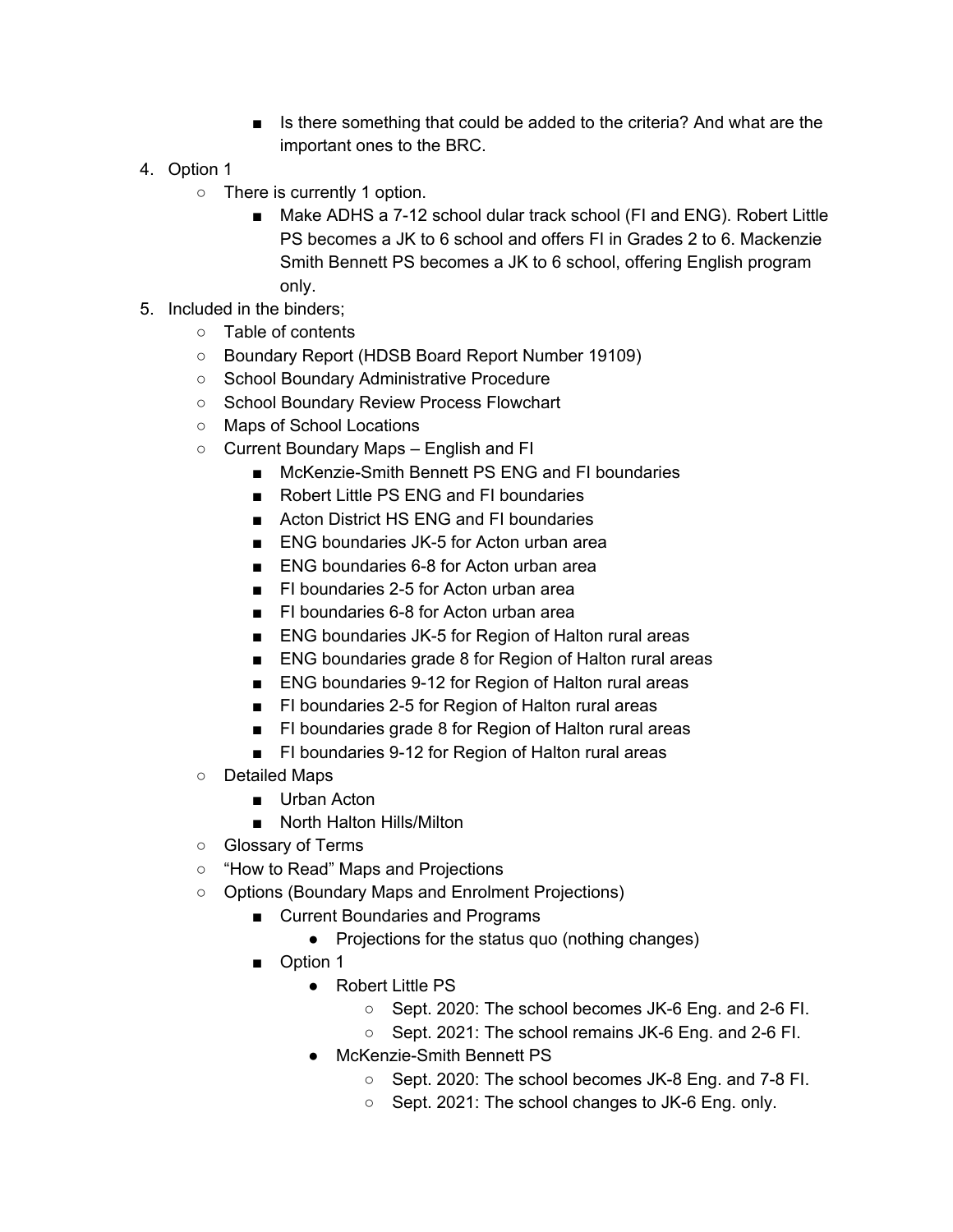- Is there something that could be added to the criteria? And what are the important ones to the BRC.

4. Option 1
    - There is currently 1 option.
        - Make ADHS a 7-12 school dular track school (FI and ENG). Robert Little PS becomes a JK to 6 school and offers FI in Grades 2 to 6. Mackenzie Smith Bennett PS becomes a JK to 6 school, offering English program only.
5. Included in the binders;
    - Table of contents
    - Boundary Report (HDSB Board Report Number 19109)
    - School Boundary Administrative Procedure
    - School Boundary Review Process Flowchart
    - Maps of School Locations
    - Current Boundary Maps – English and FI
        - McKenzie-Smith Bennett PS ENG and FI boundaries
        - Robert Little PS ENG and FI boundaries
        - Acton District HS ENG and FI boundaries
        - ENG boundaries JK-5 for Acton urban area
        - ENG boundaries 6-8 for Acton urban area
        - FI boundaries 2-5 for Acton urban area
        - FI boundaries 6-8 for Acton urban area
        - ENG boundaries JK-5 for Region of Halton rural areas
        - ENG boundaries grade 8 for Region of Halton rural areas
        - ENG boundaries 9-12 for Region of Halton rural areas
        - FI boundaries 2-5 for Region of Halton rural areas
        - FI boundaries grade 8 for Region of Halton rural areas
        - FI boundaries 9-12 for Region of Halton rural areas
    - Detailed Maps
        - Urban Acton
        - North Halton Hills/Milton
    - Glossary of Terms
    - "How to Read" Maps and Projections
    - Options (Boundary Maps and Enrolment Projections)
        - Current Boundaries and Programs
            - Projections for the status quo (nothing changes)
        - Option 1
            - Robert Little PS
                - Sept. 2020: The school becomes JK-6 Eng. and 2-6 FI.
                - Sept. 2021: The school remains JK-6 Eng. and 2-6 FI.
            - McKenzie-Smith Bennett PS
                - Sept. 2020: The school becomes JK-8 Eng. and 7-8 FI.
                - Sept. 2021: The school changes to JK-6 Eng. only.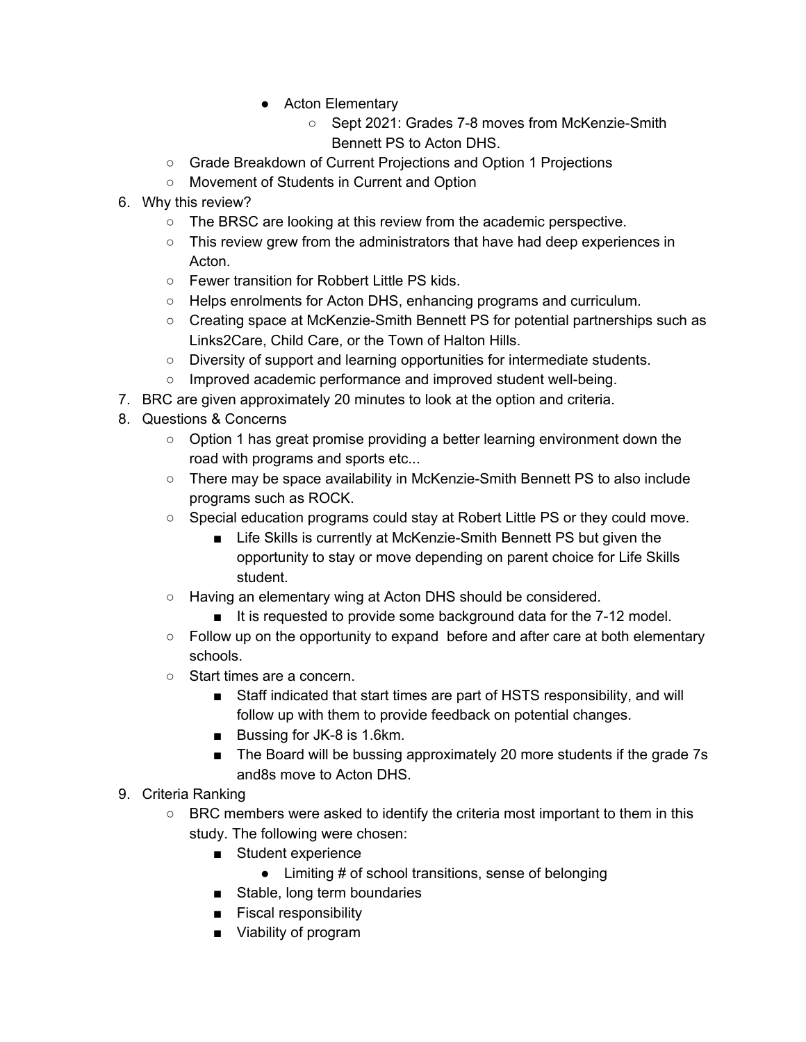- Acton Elementary
            - Sept 2021: Grades 7-8 moves from McKenzie-Smith Bennett PS to Acton DHS.
    - Grade Breakdown of Current Projections and Option 1 Projections
    - Movement of Students in Current and Option
6. Why this review?
    - The BRSC are looking at this review from the academic perspective.
    - This review grew from the administrators that have had deep experiences in Acton.
    - Fewer transition for Robbert Little PS kids.
    - Helps enrolments for Acton DHS, enhancing programs and curriculum.
    - Creating space at McKenzie-Smith Bennett PS for potential partnerships such as Links2Care, Child Care, or the Town of Halton Hills.
    - Diversity of support and learning opportunities for intermediate students.
    - Improved academic performance and improved student well-being.
7. BRC are given approximately 20 minutes to look at the option and criteria.
8. Questions & Concerns
    - Option 1 has great promise providing a better learning environment down the road with programs and sports etc...
    - There may be space availability in McKenzie-Smith Bennett PS to also include programs such as ROCK.
    - Special education programs could stay at Robert Little PS or they could move.
        - Life Skills is currently at McKenzie-Smith Bennett PS but given the opportunity to stay or move depending on parent choice for Life Skills student.
    - Having an elementary wing at Acton DHS should be considered.
        - It is requested to provide some background data for the 7-12 model.
    - Follow up on the opportunity to expand before and after care at both elementary schools.
    - Start times are a concern.
        - Staff indicated that start times are part of HSTS responsibility, and will follow up with them to provide feedback on potential changes.
        - Bussing for JK-8 is 1.6km.
        - The Board will be bussing approximately 20 more students if the grade 7s and8s move to Acton DHS.
9. Criteria Ranking
    - BRC members were asked to identify the criteria most important to them in this study. The following were chosen:
        - Student experience
            - Limiting # of school transitions, sense of belonging
        - Stable, long term boundaries
        - Fiscal responsibility
        - Viability of program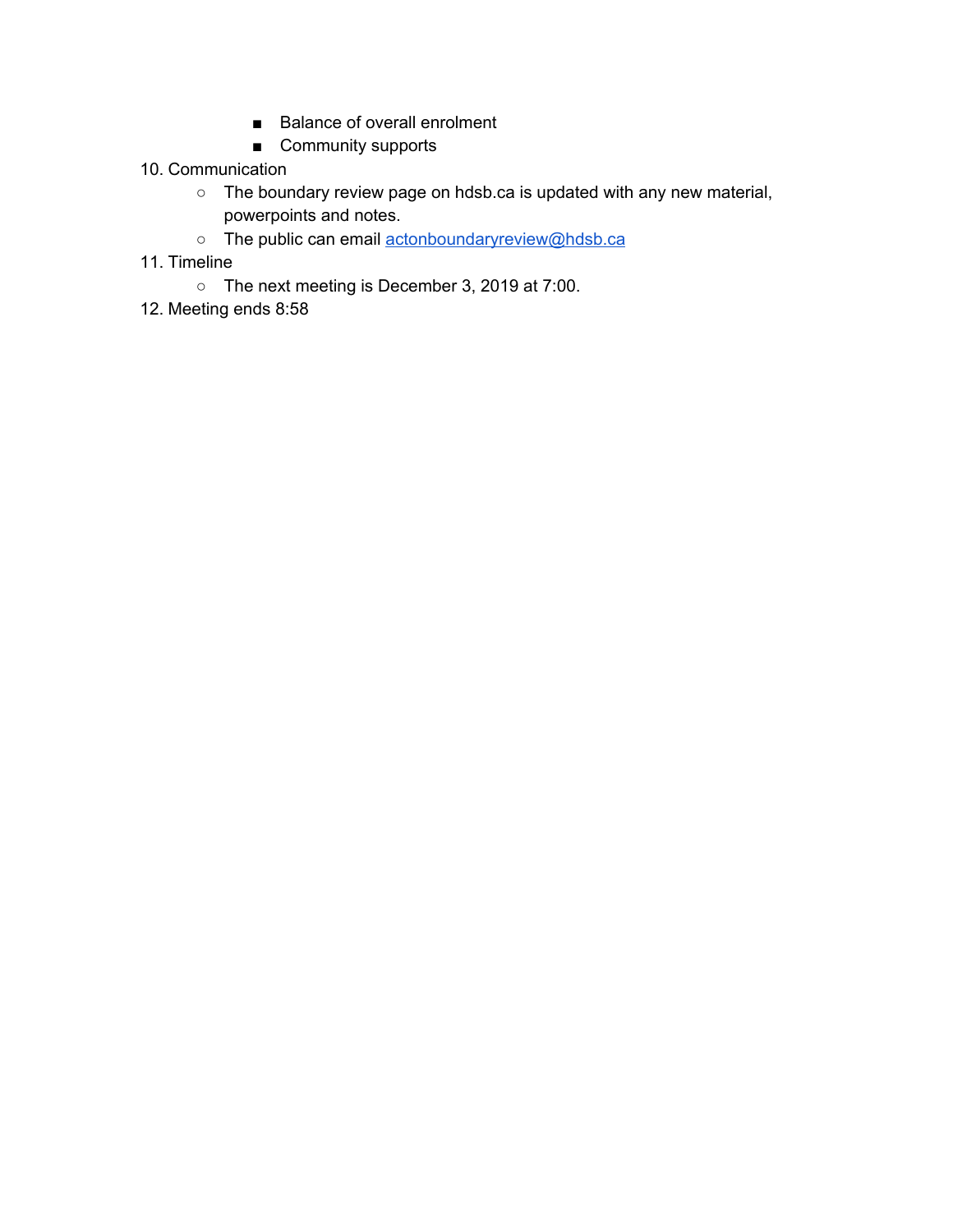- Balance of overall enrolment
        - Community supports

10. Communication
    - The boundary review page on hdsb.ca is updated with any new material, powerpoints and notes.
    - The public can email actonboundaryreview@hdsb.ca
11. Timeline
    - The next meeting is December 3, 2019 at 7:00.
12. Meeting ends 8:58